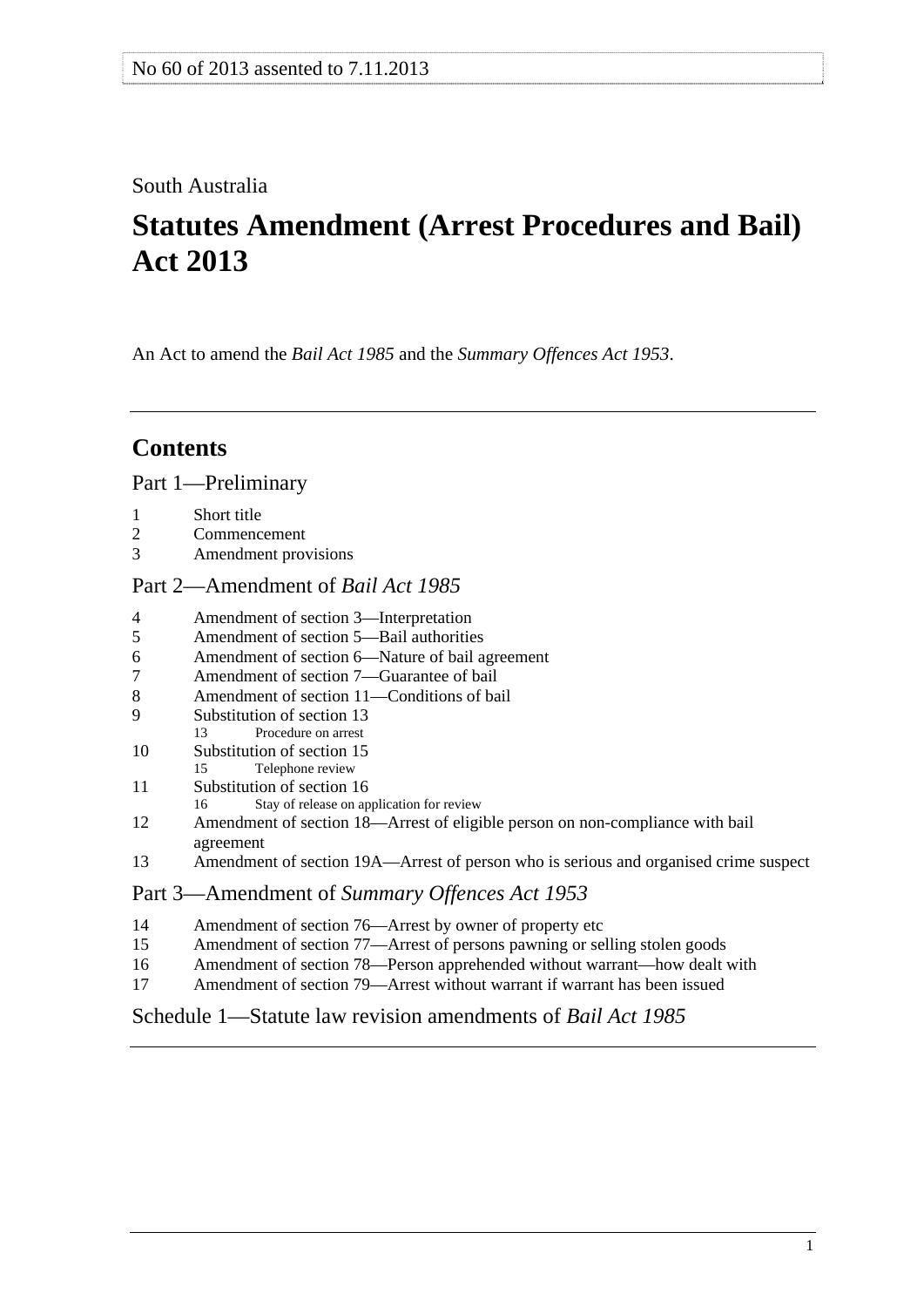No 60 of 2013 assented to 7.11.2013

South Australia

# Statutes Amendment (Arrest Procedures and Bail) Act 2013

An Act to amend the *Bail Act 1985* and the *Summary Offences Act 1953*.

## Contents

### Part 1—Preliminary

1 Short title
2 Commencement
3 Amendment provisions

### Part 2—Amendment of *Bail Act 1985*

4 Amendment of section 3—Interpretation
5 Amendment of section 5—Bail authorities
6 Amendment of section 6—Nature of bail agreement
7 Amendment of section 7—Guarantee of bail
8 Amendment of section 11—Conditions of bail
9 Substitution of section 13
  13 Procedure on arrest
10 Substitution of section 15
  15 Telephone review
11 Substitution of section 16
  16 Stay of release on application for review
12 Amendment of section 18—Arrest of eligible person on non-compliance with bail agreement
13 Amendment of section 19A—Arrest of person who is serious and organised crime suspect

### Part 3—Amendment of *Summary Offences Act 1953*

14 Amendment of section 76—Arrest by owner of property etc
15 Amendment of section 77—Arrest of persons pawning or selling stolen goods
16 Amendment of section 78—Person apprehended without warrant—how dealt with
17 Amendment of section 79—Arrest without warrant if warrant has been issued

### Schedule 1—Statute law revision amendments of *Bail Act 1985*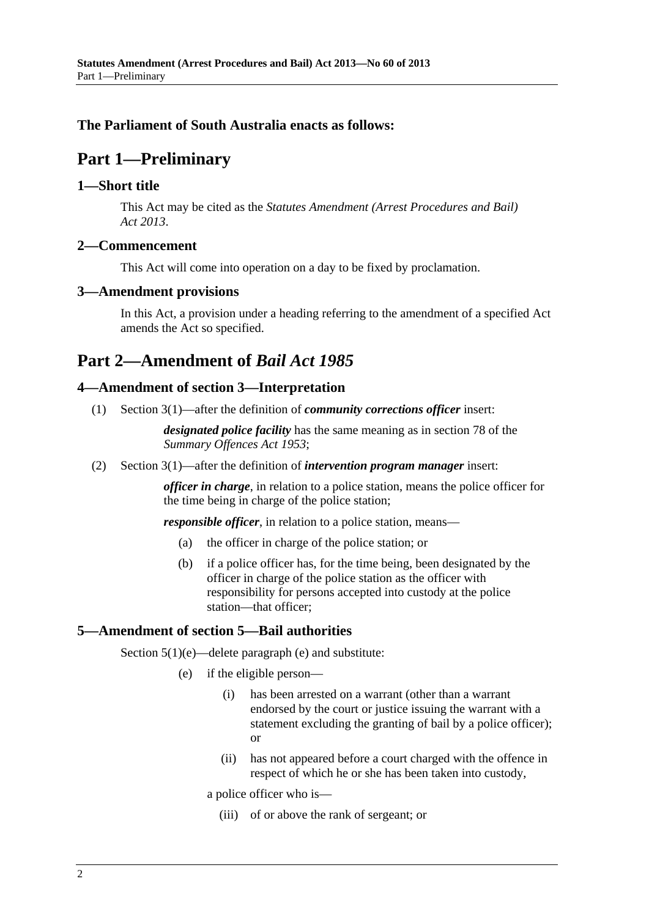**The Parliament of South Australia enacts as follows:**

# Part 1—Preliminary

## 1—Short title

This Act may be cited as the *Statutes Amendment (Arrest Procedures and Bail) Act 2013*.

## 2—Commencement

This Act will come into operation on a day to be fixed by proclamation.

## 3—Amendment provisions

In this Act, a provision under a heading referring to the amendment of a specified Act amends the Act so specified.

# Part 2—Amendment of *Bail Act 1985*

## 4—Amendment of section 3—Interpretation

(1) Section 3(1)—after the definition of ***community corrections officer*** insert:

> ***designated police facility*** has the same meaning as in section 78 of the *Summary Offences Act 1953*;

(2) Section 3(1)—after the definition of ***intervention program manager*** insert:

> ***officer in charge***, in relation to a police station, means the police officer for the time being in charge of the police station;
>
> ***responsible officer***, in relation to a police station, means—
>
> (a) the officer in charge of the police station; or
>
> (b) if a police officer has, for the time being, been designated by the officer in charge of the police station as the officer with responsibility for persons accepted into custody at the police station—that officer;

## 5—Amendment of section 5—Bail authorities

Section 5(1)(e)—delete paragraph (e) and substitute:

> (e) if the eligible person—
>
> (i) has been arrested on a warrant (other than a warrant endorsed by the court or justice issuing the warrant with a statement excluding the granting of bail by a police officer); or
>
> (ii) has not appeared before a court charged with the offence in respect of which he or she has been taken into custody,
>
> a police officer who is—
>
> (iii) of or above the rank of sergeant; or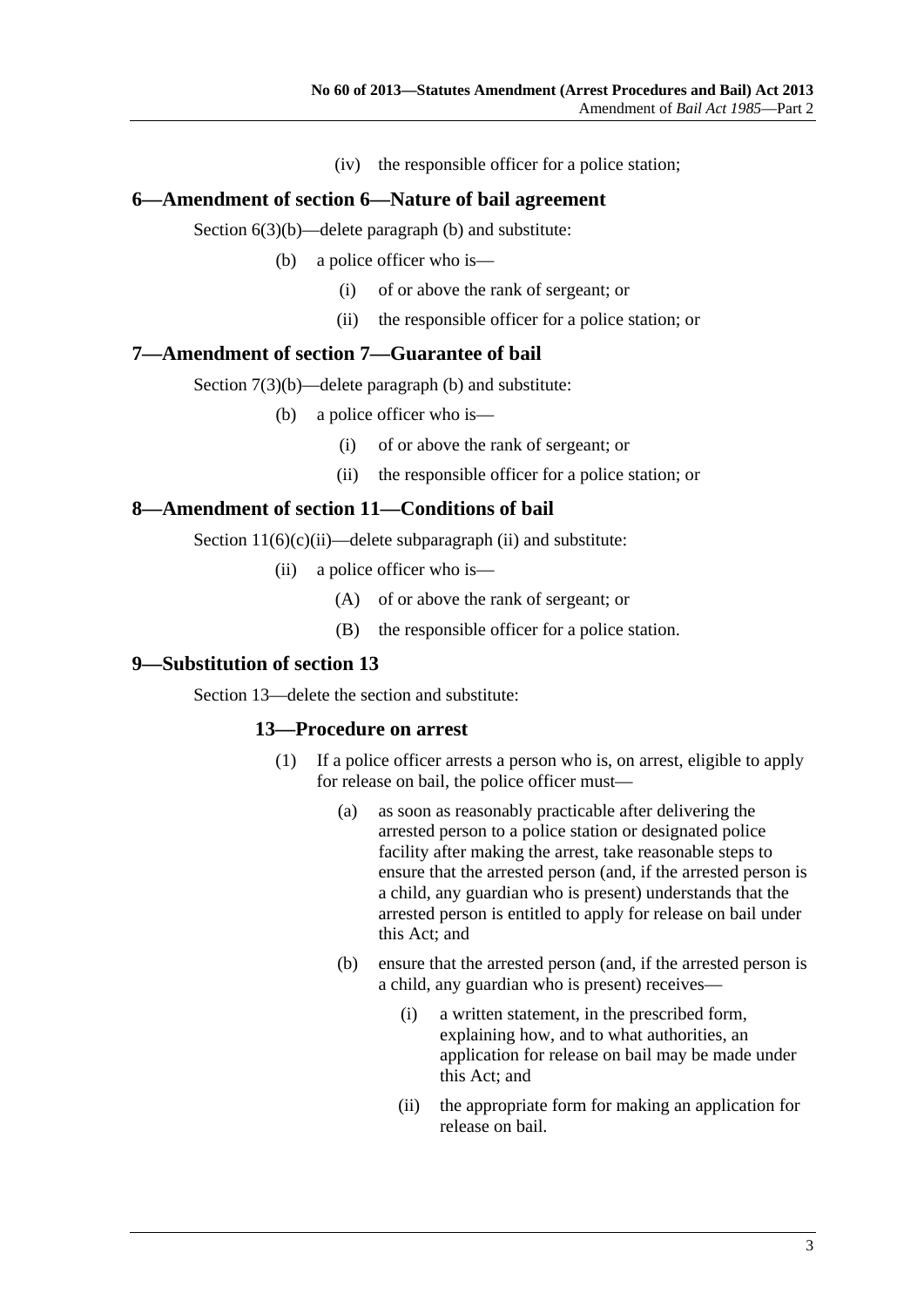(iv) the responsible officer for a police station;

## 6—Amendment of section 6—Nature of bail agreement

Section 6(3)(b)—delete paragraph (b) and substitute:

(b) a police officer who is—

(i) of or above the rank of sergeant; or

(ii) the responsible officer for a police station; or

## 7—Amendment of section 7—Guarantee of bail

Section 7(3)(b)—delete paragraph (b) and substitute:

(b) a police officer who is—

(i) of or above the rank of sergeant; or

(ii) the responsible officer for a police station; or

## 8—Amendment of section 11—Conditions of bail

Section 11(6)(c)(ii)—delete subparagraph (ii) and substitute:

(ii) a police officer who is—

(A) of or above the rank of sergeant; or

(B) the responsible officer for a police station.

## 9—Substitution of section 13

Section 13—delete the section and substitute:

### 13—Procedure on arrest

(1) If a police officer arrests a person who is, on arrest, eligible to apply for release on bail, the police officer must—

(a) as soon as reasonably practicable after delivering the arrested person to a police station or designated police facility after making the arrest, take reasonable steps to ensure that the arrested person (and, if the arrested person is a child, any guardian who is present) understands that the arrested person is entitled to apply for release on bail under this Act; and

(b) ensure that the arrested person (and, if the arrested person is a child, any guardian who is present) receives—

(i) a written statement, in the prescribed form, explaining how, and to what authorities, an application for release on bail may be made under this Act; and

(ii) the appropriate form for making an application for release on bail.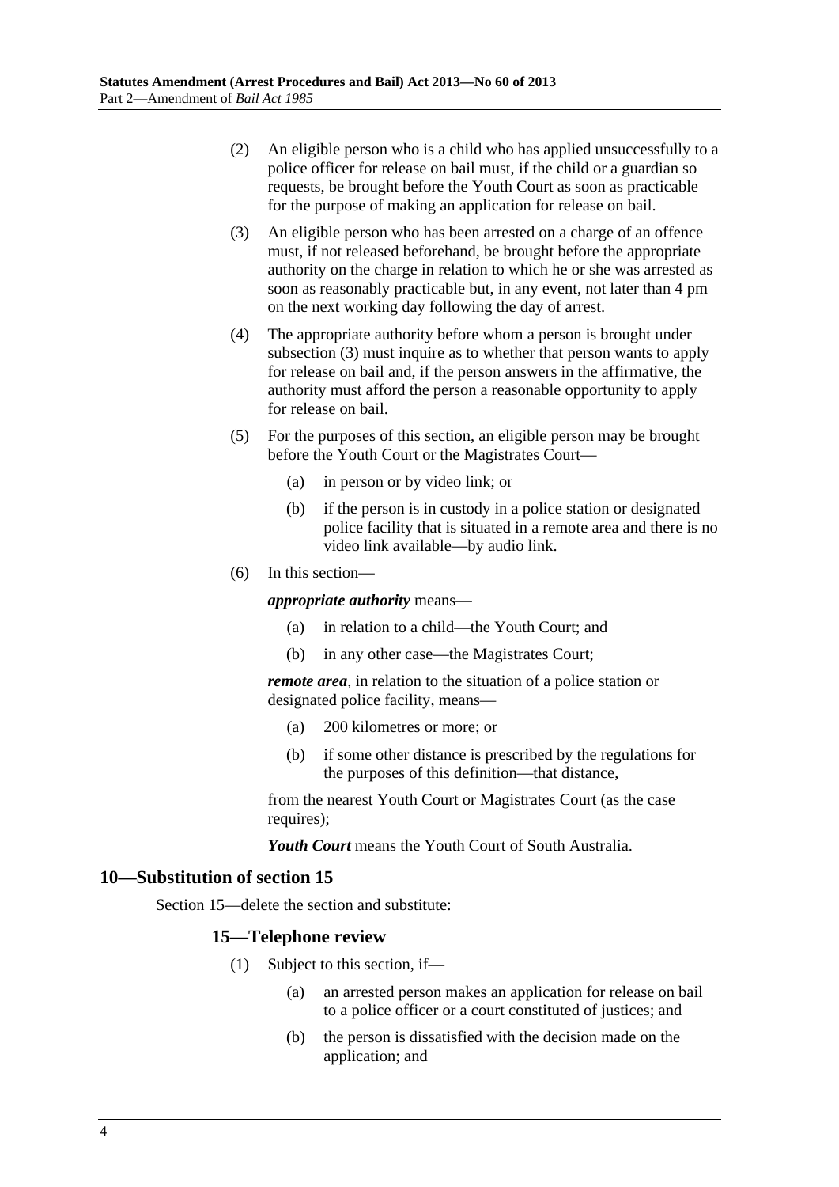(2) An eligible person who is a child who has applied unsuccessfully to a police officer for release on bail must, if the child or a guardian so requests, be brought before the Youth Court as soon as practicable for the purpose of making an application for release on bail.

(3) An eligible person who has been arrested on a charge of an offence must, if not released beforehand, be brought before the appropriate authority on the charge in relation to which he or she was arrested as soon as reasonably practicable but, in any event, not later than 4 pm on the next working day following the day of arrest.

(4) The appropriate authority before whom a person is brought under subsection (3) must inquire as to whether that person wants to apply for release on bail and, if the person answers in the affirmative, the authority must afford the person a reasonable opportunity to apply for release on bail.

(5) For the purposes of this section, an eligible person may be brought before the Youth Court or the Magistrates Court—

(a) in person or by video link; or

(b) if the person is in custody in a police station or designated police facility that is situated in a remote area and there is no video link available—by audio link.

(6) In this section—

***appropriate authority*** means—

(a) in relation to a child—the Youth Court; and

(b) in any other case—the Magistrates Court;

***remote area***, in relation to the situation of a police station or designated police facility, means—

(a) 200 kilometres or more; or

(b) if some other distance is prescribed by the regulations for the purposes of this definition—that distance,

from the nearest Youth Court or Magistrates Court (as the case requires);

***Youth Court*** means the Youth Court of South Australia.

## 10—Substitution of section 15

Section 15—delete the section and substitute:

### 15—Telephone review

(1) Subject to this section, if—

(a) an arrested person makes an application for release on bail to a police officer or a court constituted of justices; and

(b) the person is dissatisfied with the decision made on the application; and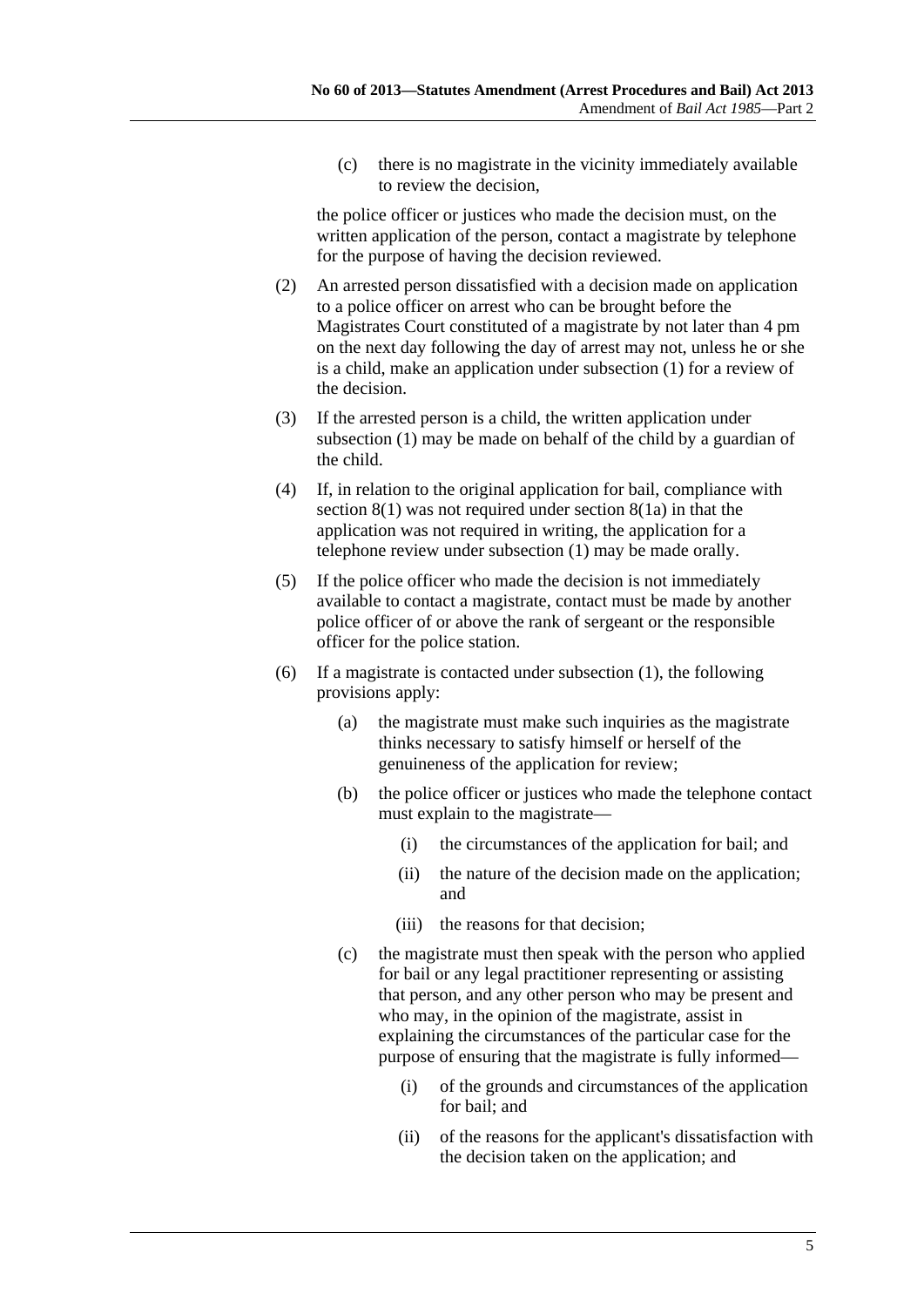(c) there is no magistrate in the vicinity immediately available to review the decision,

the police officer or justices who made the decision must, on the written application of the person, contact a magistrate by telephone for the purpose of having the decision reviewed.

(2) An arrested person dissatisfied with a decision made on application to a police officer on arrest who can be brought before the Magistrates Court constituted of a magistrate by not later than 4 pm on the next day following the day of arrest may not, unless he or she is a child, make an application under subsection (1) for a review of the decision.

(3) If the arrested person is a child, the written application under subsection (1) may be made on behalf of the child by a guardian of the child.

(4) If, in relation to the original application for bail, compliance with section 8(1) was not required under section 8(1a) in that the application was not required in writing, the application for a telephone review under subsection (1) may be made orally.

(5) If the police officer who made the decision is not immediately available to contact a magistrate, contact must be made by another police officer of or above the rank of sergeant or the responsible officer for the police station.

(6) If a magistrate is contacted under subsection (1), the following provisions apply:

(a) the magistrate must make such inquiries as the magistrate thinks necessary to satisfy himself or herself of the genuineness of the application for review;

(b) the police officer or justices who made the telephone contact must explain to the magistrate—

(i) the circumstances of the application for bail; and

(ii) the nature of the decision made on the application; and

(iii) the reasons for that decision;

(c) the magistrate must then speak with the person who applied for bail or any legal practitioner representing or assisting that person, and any other person who may be present and who may, in the opinion of the magistrate, assist in explaining the circumstances of the particular case for the purpose of ensuring that the magistrate is fully informed—

(i) of the grounds and circumstances of the application for bail; and

(ii) of the reasons for the applicant's dissatisfaction with the decision taken on the application; and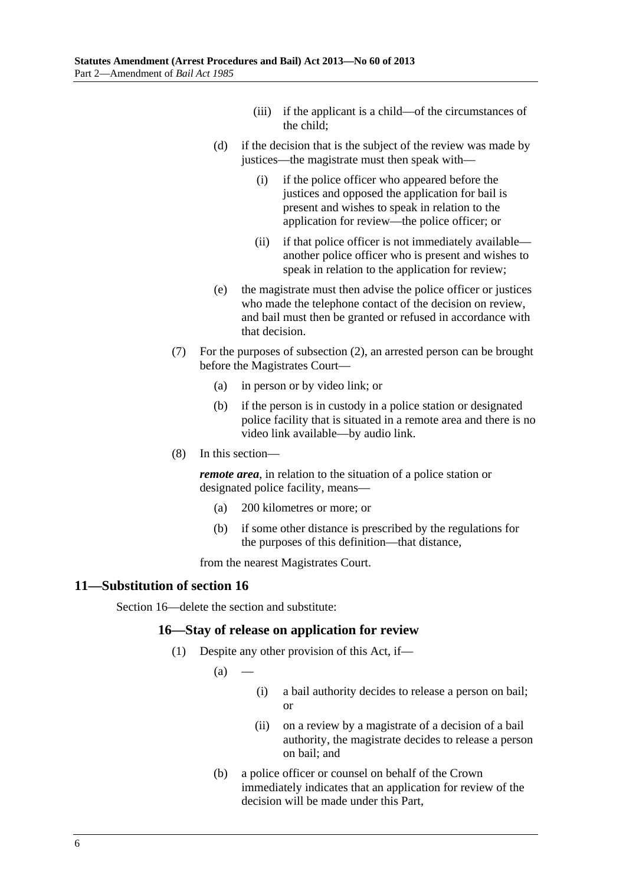(iii) if the applicant is a child—of the circumstances of the child;

(d) if the decision that is the subject of the review was made by justices—the magistrate must then speak with—

(i) if the police officer who appeared before the justices and opposed the application for bail is present and wishes to speak in relation to the application for review—the police officer; or

(ii) if that police officer is not immediately available—another police officer who is present and wishes to speak in relation to the application for review;

(e) the magistrate must then advise the police officer or justices who made the telephone contact of the decision on review, and bail must then be granted or refused in accordance with that decision.

(7) For the purposes of subsection (2), an arrested person can be brought before the Magistrates Court—

(a) in person or by video link; or

(b) if the person is in custody in a police station or designated police facility that is situated in a remote area and there is no video link available—by audio link.

(8) In this section—

***remote area***, in relation to the situation of a police station or designated police facility, means—

(a) 200 kilometres or more; or

(b) if some other distance is prescribed by the regulations for the purposes of this definition—that distance,

from the nearest Magistrates Court.

## 11—Substitution of section 16

Section 16—delete the section and substitute:

### 16—Stay of release on application for review

(1) Despite any other provision of this Act, if—

(a) —

(i) a bail authority decides to release a person on bail; or

(ii) on a review by a magistrate of a decision of a bail authority, the magistrate decides to release a person on bail; and

(b) a police officer or counsel on behalf of the Crown immediately indicates that an application for review of the decision will be made under this Part,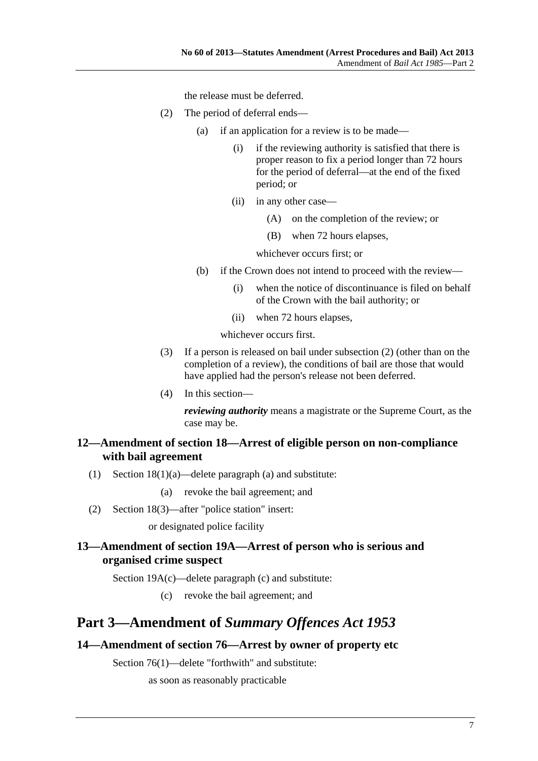the release must be deferred.

(2) The period of deferral ends—

(a) if an application for a review is to be made—

(i) if the reviewing authority is satisfied that there is proper reason to fix a period longer than 72 hours for the period of deferral—at the end of the fixed period; or

(ii) in any other case—

(A) on the completion of the review; or

(B) when 72 hours elapses,

whichever occurs first; or

(b) if the Crown does not intend to proceed with the review—

(i) when the notice of discontinuance is filed on behalf of the Crown with the bail authority; or

(ii) when 72 hours elapses,

whichever occurs first.

(3) If a person is released on bail under subsection (2) (other than on the completion of a review), the conditions of bail are those that would have applied had the person's release not been deferred.

(4) In this section—

***reviewing authority*** means a magistrate or the Supreme Court, as the case may be.

## 12—Amendment of section 18—Arrest of eligible person on non-compliance with bail agreement

(1) Section 18(1)(a)—delete paragraph (a) and substitute:

(a) revoke the bail agreement; and

(2) Section 18(3)—after "police station" insert:

or designated police facility

## 13—Amendment of section 19A—Arrest of person who is serious and organised crime suspect

Section 19A(c)—delete paragraph (c) and substitute:

(c) revoke the bail agreement; and

# Part 3—Amendment of *Summary Offences Act 1953*

## 14—Amendment of section 76—Arrest by owner of property etc

Section 76(1)—delete "forthwith" and substitute:

as soon as reasonably practicable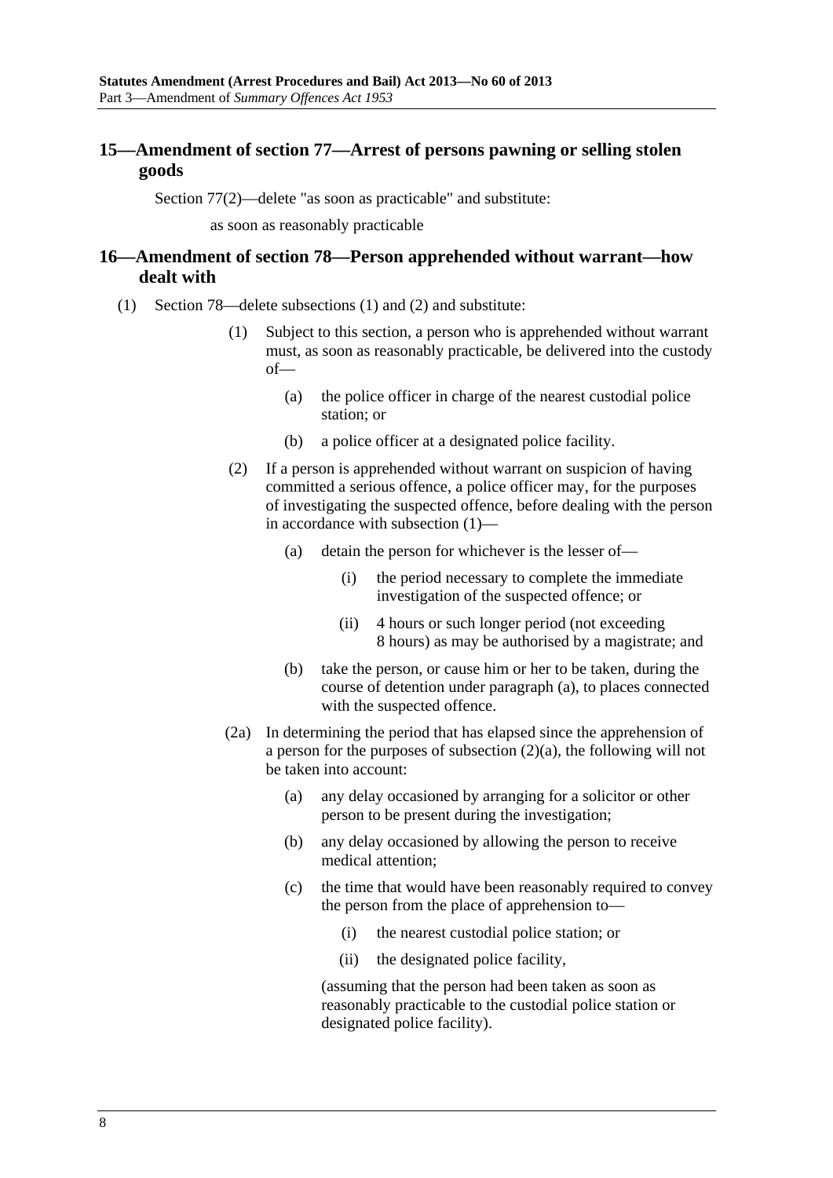## 15—Amendment of section 77—Arrest of persons pawning or selling stolen goods

Section 77(2)—delete "as soon as practicable" and substitute:

as soon as reasonably practicable

## 16—Amendment of section 78—Person apprehended without warrant—how dealt with

(1) Section 78—delete subsections (1) and (2) and substitute:

(1) Subject to this section, a person who is apprehended without warrant must, as soon as reasonably practicable, be delivered into the custody of—

(a) the police officer in charge of the nearest custodial police station; or

(b) a police officer at a designated police facility.

(2) If a person is apprehended without warrant on suspicion of having committed a serious offence, a police officer may, for the purposes of investigating the suspected offence, before dealing with the person in accordance with subsection (1)—

(a) detain the person for whichever is the lesser of—

(i) the period necessary to complete the immediate investigation of the suspected offence; or

(ii) 4 hours or such longer period (not exceeding 8 hours) as may be authorised by a magistrate; and

(b) take the person, or cause him or her to be taken, during the course of detention under paragraph (a), to places connected with the suspected offence.

(2a) In determining the period that has elapsed since the apprehension of a person for the purposes of subsection (2)(a), the following will not be taken into account:

(a) any delay occasioned by arranging for a solicitor or other person to be present during the investigation;

(b) any delay occasioned by allowing the person to receive medical attention;

(c) the time that would have been reasonably required to convey the person from the place of apprehension to—

(i) the nearest custodial police station; or

(ii) the designated police facility,

(assuming that the person had been taken as soon as reasonably practicable to the custodial police station or designated police facility).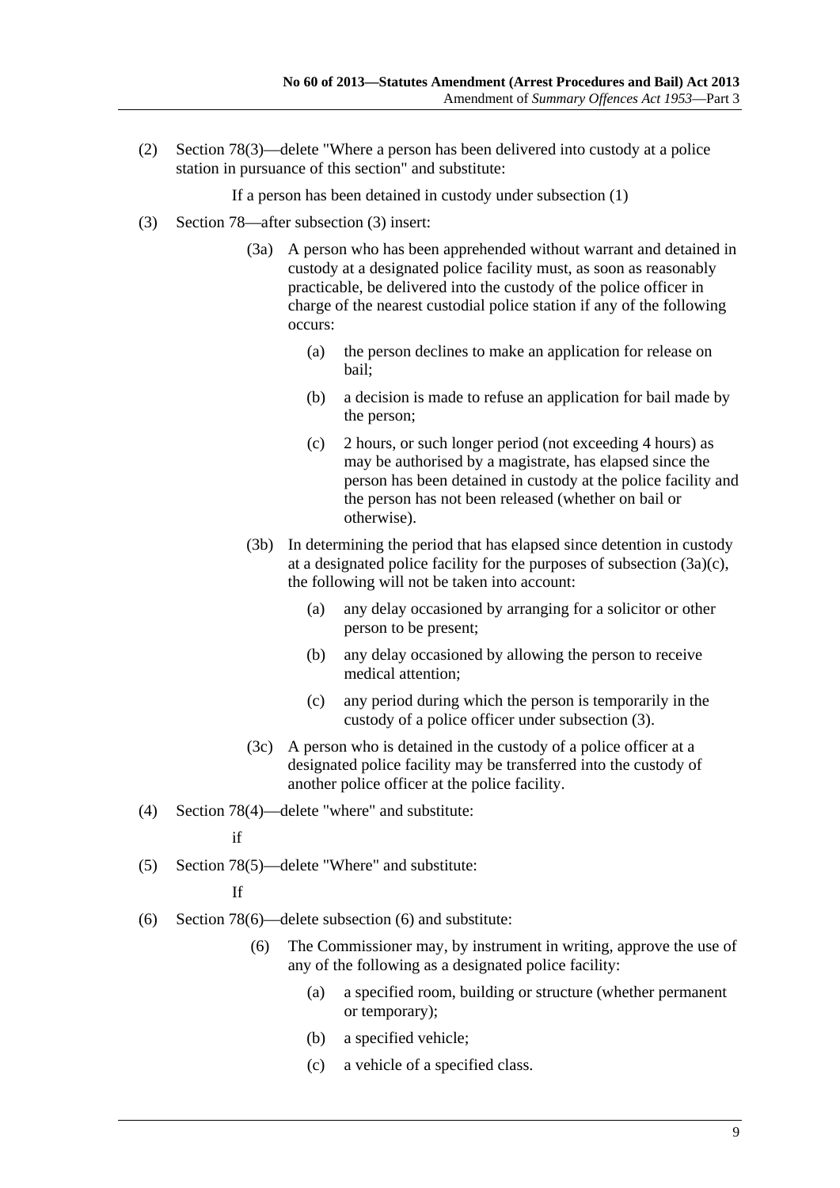(2) Section 78(3)—delete "Where a person has been delivered into custody at a police station in pursuance of this section" and substitute:

If a person has been detained in custody under subsection (1)

(3) Section 78—after subsection (3) insert:

(3a) A person who has been apprehended without warrant and detained in custody at a designated police facility must, as soon as reasonably practicable, be delivered into the custody of the police officer in charge of the nearest custodial police station if any of the following occurs:

(a) the person declines to make an application for release on bail;

(b) a decision is made to refuse an application for bail made by the person;

(c) 2 hours, or such longer period (not exceeding 4 hours) as may be authorised by a magistrate, has elapsed since the person has been detained in custody at the police facility and the person has not been released (whether on bail or otherwise).

(3b) In determining the period that has elapsed since detention in custody at a designated police facility for the purposes of subsection (3a)(c), the following will not be taken into account:

(a) any delay occasioned by arranging for a solicitor or other person to be present;

(b) any delay occasioned by allowing the person to receive medical attention;

(c) any period during which the person is temporarily in the custody of a police officer under subsection (3).

(3c) A person who is detained in the custody of a police officer at a designated police facility may be transferred into the custody of another police officer at the police facility.

(4) Section 78(4)—delete "where" and substitute:

if

(5) Section 78(5)—delete "Where" and substitute:

If

(6) Section 78(6)—delete subsection (6) and substitute:

(6) The Commissioner may, by instrument in writing, approve the use of any of the following as a designated police facility:

(a) a specified room, building or structure (whether permanent or temporary);

(b) a specified vehicle;

(c) a vehicle of a specified class.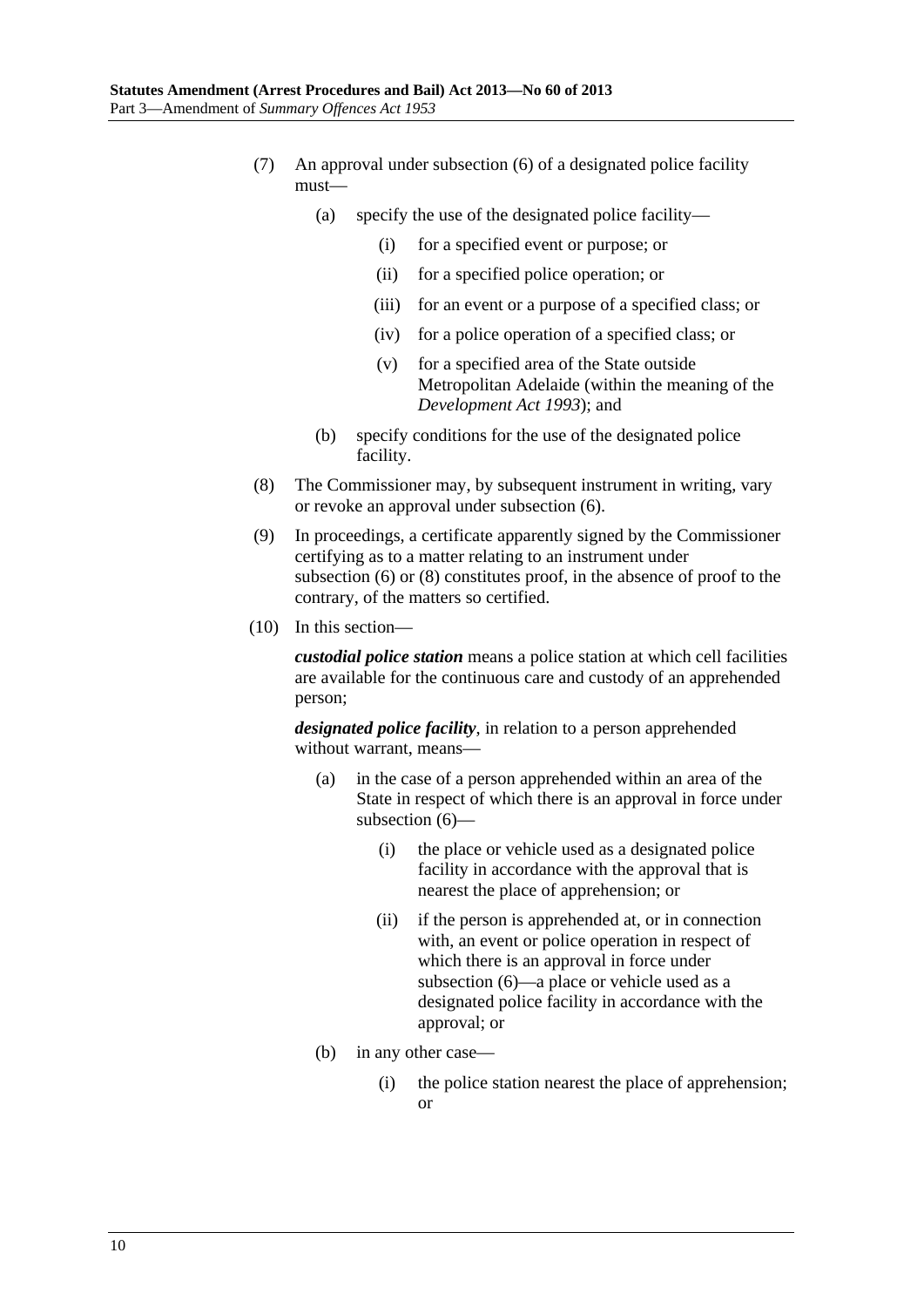(7) An approval under subsection (6) of a designated police facility must—

(a) specify the use of the designated police facility—

(i) for a specified event or purpose; or

(ii) for a specified police operation; or

(iii) for an event or a purpose of a specified class; or

(iv) for a police operation of a specified class; or

(v) for a specified area of the State outside Metropolitan Adelaide (within the meaning of the *Development Act 1993*); and

(b) specify conditions for the use of the designated police facility.

(8) The Commissioner may, by subsequent instrument in writing, vary or revoke an approval under subsection (6).

(9) In proceedings, a certificate apparently signed by the Commissioner certifying as to a matter relating to an instrument under subsection (6) or (8) constitutes proof, in the absence of proof to the contrary, of the matters so certified.

(10) In this section—

***custodial police station*** means a police station at which cell facilities are available for the continuous care and custody of an apprehended person;

***designated police facility***, in relation to a person apprehended without warrant, means—

(a) in the case of a person apprehended within an area of the State in respect of which there is an approval in force under subsection (6)—

(i) the place or vehicle used as a designated police facility in accordance with the approval that is nearest the place of apprehension; or

(ii) if the person is apprehended at, or in connection with, an event or police operation in respect of which there is an approval in force under subsection (6)—a place or vehicle used as a designated police facility in accordance with the approval; or

(b) in any other case—

(i) the police station nearest the place of apprehension; or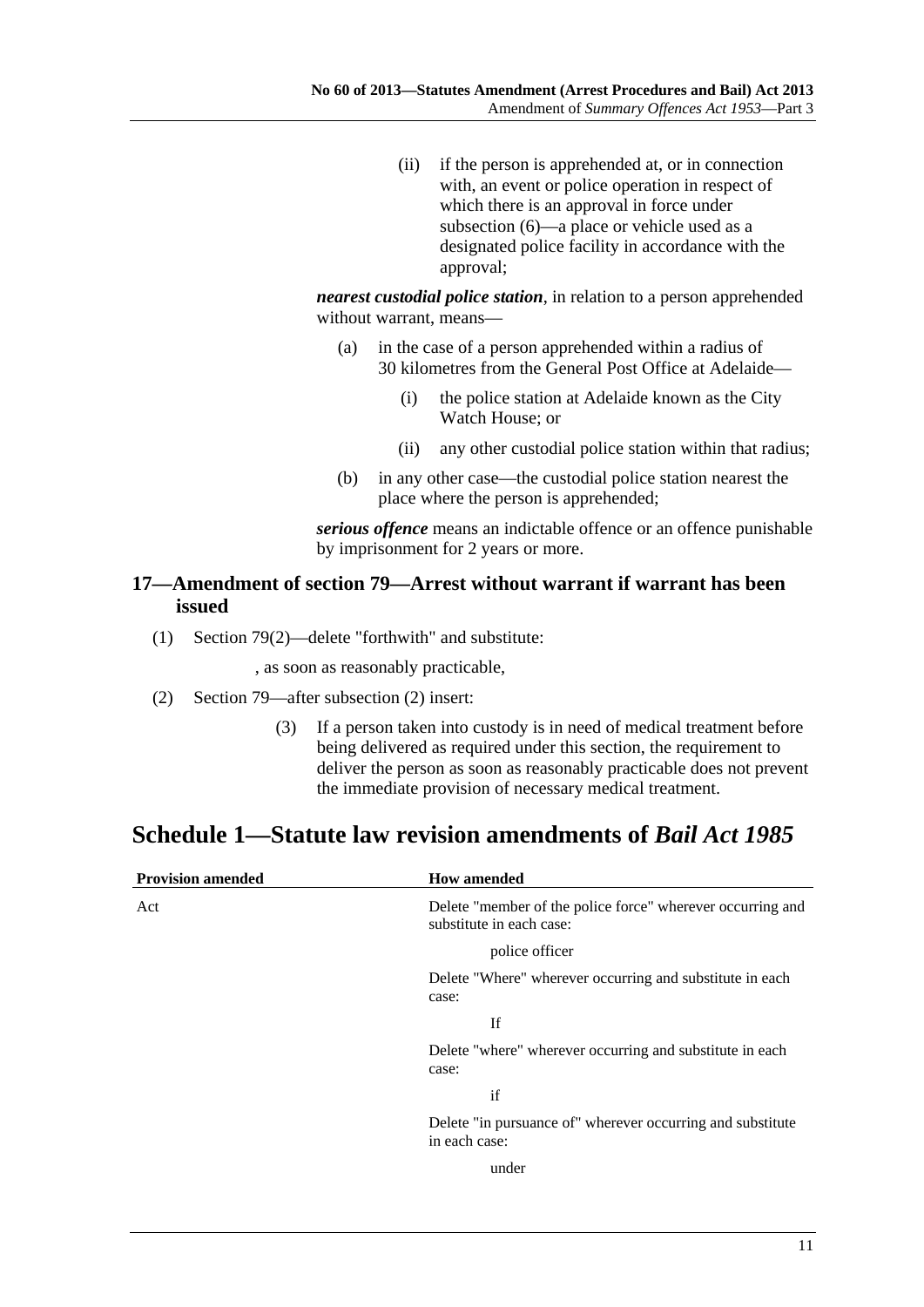(ii) if the person is apprehended at, or in connection with, an event or police operation in respect of which there is an approval in force under subsection (6)—a place or vehicle used as a designated police facility in accordance with the approval;

***nearest custodial police station***, in relation to a person apprehended without warrant, means—

(a) in the case of a person apprehended within a radius of 30 kilometres from the General Post Office at Adelaide—

(i) the police station at Adelaide known as the City Watch House; or

(ii) any other custodial police station within that radius;

(b) in any other case—the custodial police station nearest the place where the person is apprehended;

***serious offence*** means an indictable offence or an offence punishable by imprisonment for 2 years or more.

### 17—Amendment of section 79—Arrest without warrant if warrant has been issued

(1) Section 79(2)—delete "forthwith" and substitute:

, as soon as reasonably practicable,

(2) Section 79—after subsection (2) insert:

(3) If a person taken into custody is in need of medical treatment before being delivered as required under this section, the requirement to deliver the person as soon as reasonably practicable does not prevent the immediate provision of necessary medical treatment.

# Schedule 1—Statute law revision amendments of *Bail Act 1985*

| Provision amended | How amended |
|---|---|
| Act | Delete "member of the police force" wherever occurring and substitute in each case:<br><br>police officer<br><br>Delete "Where" wherever occurring and substitute in each case:<br><br>If<br><br>Delete "where" wherever occurring and substitute in each case:<br><br>if<br><br>Delete "in pursuance of" wherever occurring and substitute in each case:<br><br>under |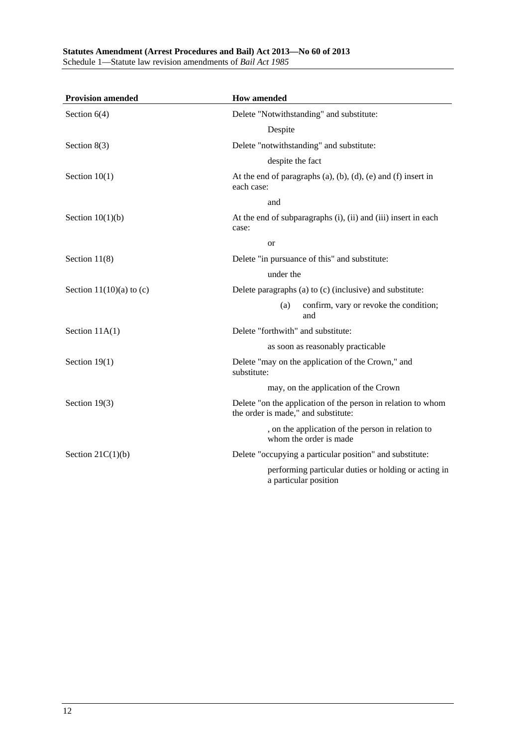| Provision amended | How amended |
|---|---|
| Section 6(4) | Delete "Notwithstanding" and substitute: |
| | Despite |
| Section 8(3) | Delete "notwithstanding" and substitute: |
| | despite the fact |
| Section 10(1) | At the end of paragraphs (a), (b), (d), (e) and (f) insert in each case: |
| | and |
| Section 10(1)(b) | At the end of subparagraphs (i), (ii) and (iii) insert in each case: |
| | or |
| Section 11(8) | Delete "in pursuance of this" and substitute: |
| | under the |
| Section 11(10)(a) to (c) | Delete paragraphs (a) to (c) (inclusive) and substitute: |
| | (a) confirm, vary or revoke the condition; and |
| Section 11A(1) | Delete "forthwith" and substitute: |
| | as soon as reasonably practicable |
| Section 19(1) | Delete "may on the application of the Crown," and substitute: |
| | may, on the application of the Crown |
| Section 19(3) | Delete "on the application of the person in relation to whom the order is made," and substitute: |
| | , on the application of the person in relation to whom the order is made |
| Section 21C(1)(b) | Delete "occupying a particular position" and substitute: |
| | performing particular duties or holding or acting in a particular position |